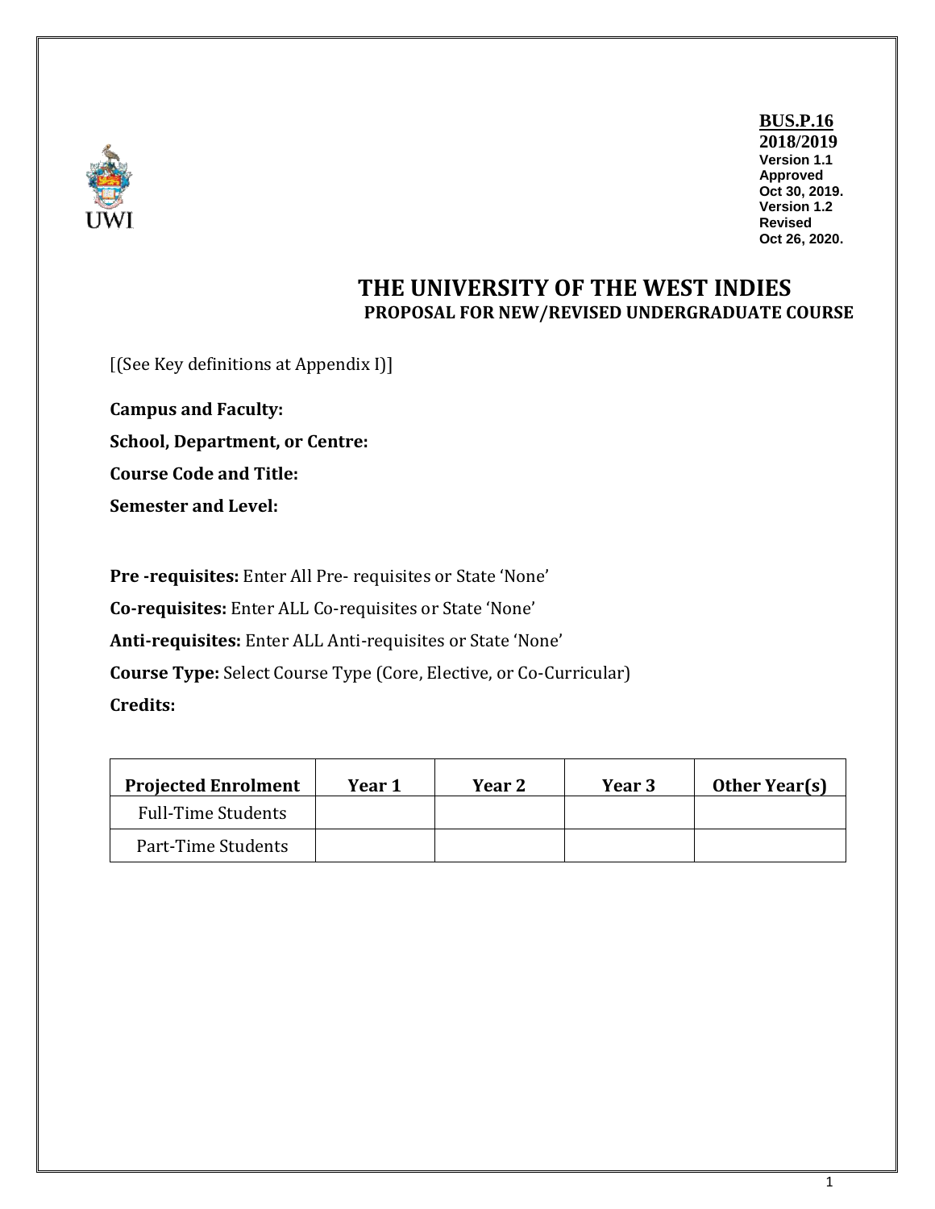**BUS.P.16**
**2018/2019**
**Version 1.1**
**Approved**
**Oct 30, 2019.**
**Version 1.2**
**Revised**
**Oct 26, 2020.**

UWI

# THE UNIVERSITY OF THE WEST INDIES

## PROPOSAL FOR NEW/REVISED UNDERGRADUATE COURSE

[(See Key definitions at Appendix I)]

**Campus and Faculty:**

**School, Department, or Centre:**

**Course Code and Title:**

**Semester and Level:**

**Pre -requisites:** Enter All Pre- requisites or State 'None'

**Co-requisites:** Enter ALL Co-requisites or State 'None'

**Anti-requisites:** Enter ALL Anti-requisites or State 'None'

**Course Type:** Select Course Type (Core, Elective, or Co-Curricular)

**Credits:**

| Projected Enrolment | Year 1 | Year 2 | Year 3 | Other Year(s) |
| --- | --- | --- | --- | --- |
| Full-Time Students | | | | |
| Part-Time Students | | | | |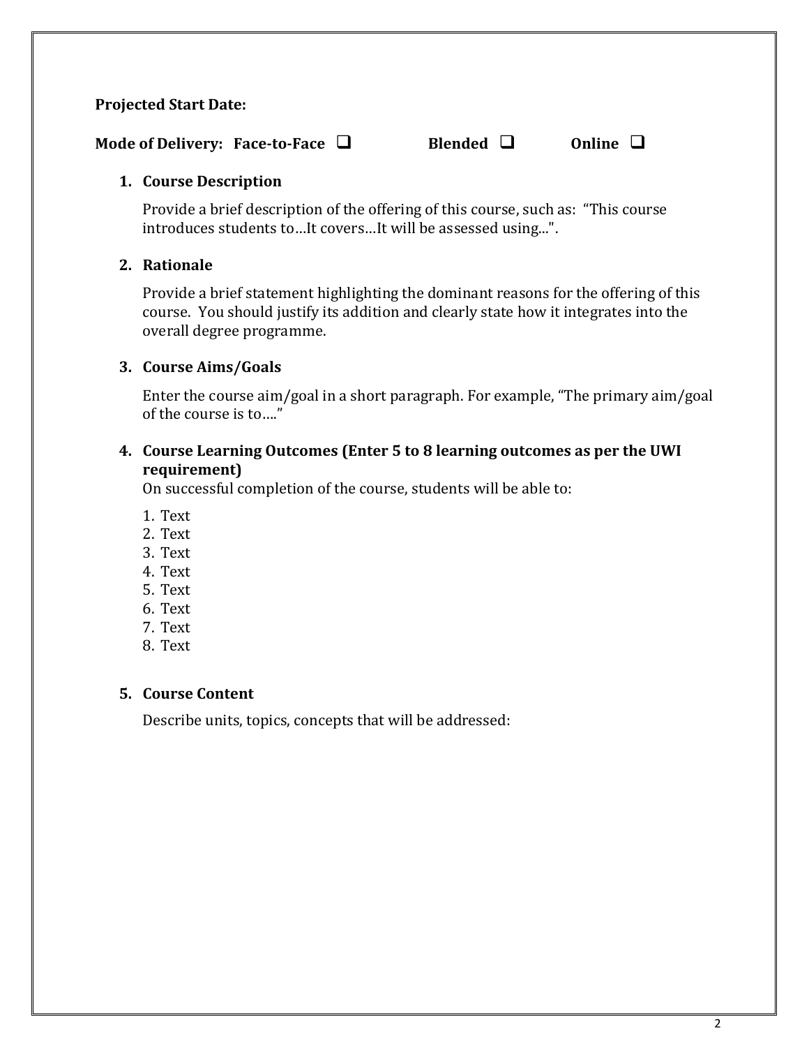**Projected Start Date:**

**Mode of Delivery: Face-to-Face** ❑ **Blended** ❑ **Online** ❑

1. **Course Description**

   Provide a brief description of the offering of this course, such as: "This course introduces students to…It covers…It will be assessed using...".

2. **Rationale**

   Provide a brief statement highlighting the dominant reasons for the offering of this course. You should justify its addition and clearly state how it integrates into the overall degree programme.

3. **Course Aims/Goals**

   Enter the course aim/goal in a short paragraph. For example, "The primary aim/goal of the course is to…."

4. **Course Learning Outcomes (Enter 5 to 8 learning outcomes as per the UWI requirement)**

   On successful completion of the course, students will be able to:

   1. Text
   2. Text
   3. Text
   4. Text
   5. Text
   6. Text
   7. Text
   8. Text

5. **Course Content**

   Describe units, topics, concepts that will be addressed: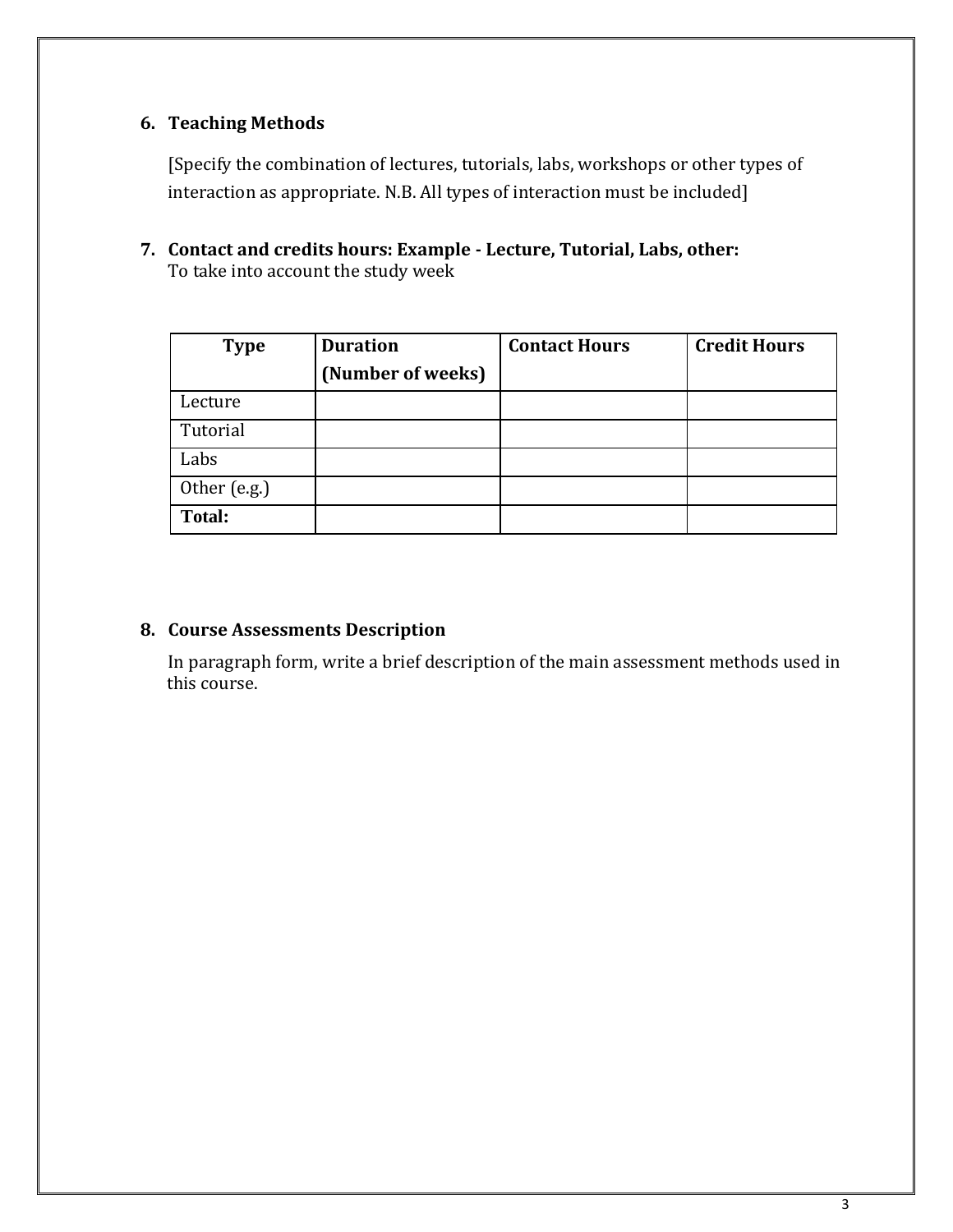### 6. Teaching Methods

[Specify the combination of lectures, tutorials, labs, workshops or other types of interaction as appropriate. N.B. All types of interaction must be included]

### 7. Contact and credits hours: Example - Lecture, Tutorial, Labs, other:

To take into account the study week

| Type | Duration (Number of weeks) | Contact Hours | Credit Hours |
|---|---|---|---|
| Lecture | | | |
| Tutorial | | | |
| Labs | | | |
| Other (e.g.) | | | |
| **Total:** | | | |

### 8. Course Assessments Description

In paragraph form, write a brief description of the main assessment methods used in this course.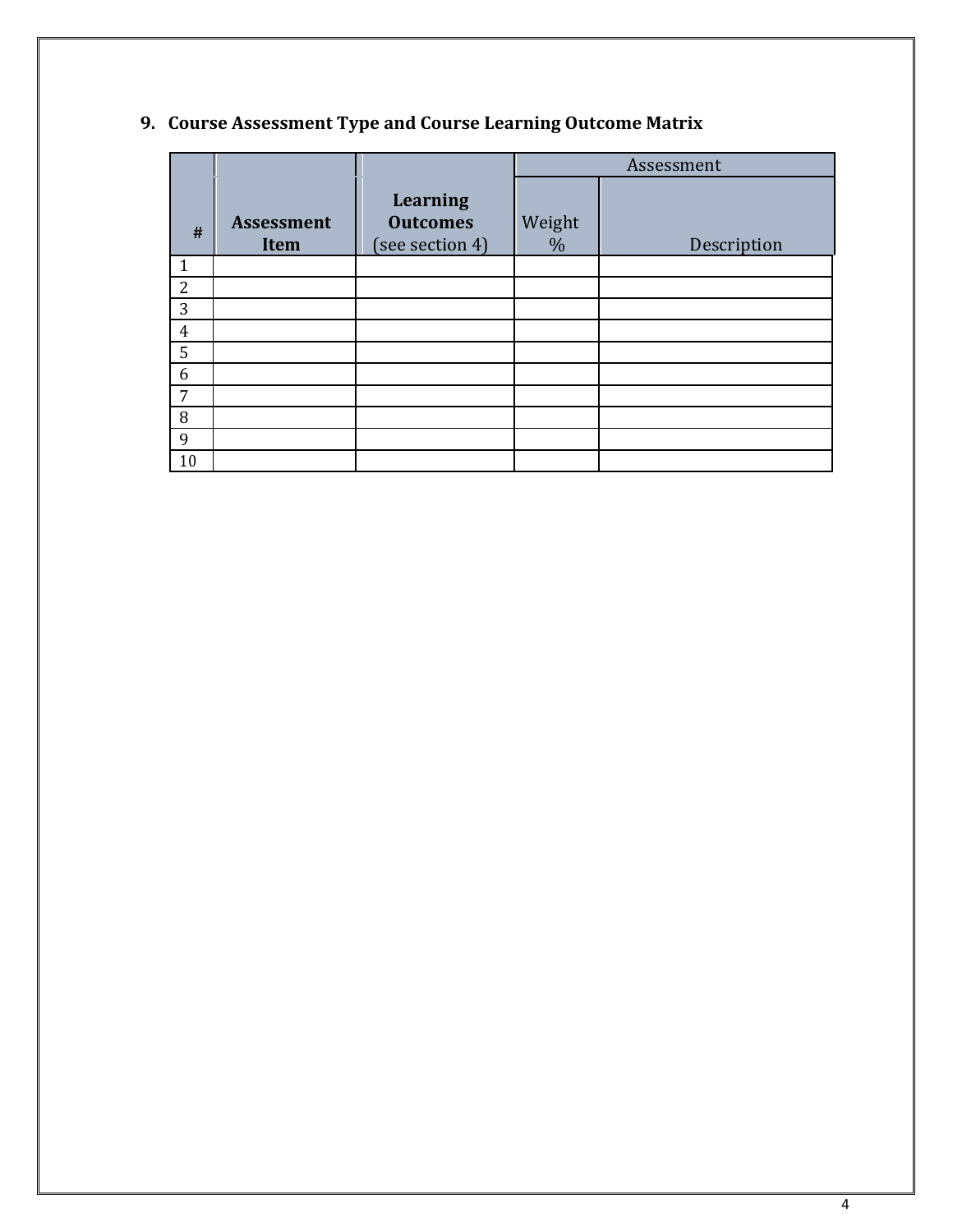## 9. Course Assessment Type and Course Learning Outcome Matrix

| # | Assessment Item | Learning Outcomes (see section 4) | Assessment | |
|---|---|---|---|---|
| | | | Weight % | Description |
| 1 | | | | |
| 2 | | | | |
| 3 | | | | |
| 4 | | | | |
| 5 | | | | |
| 6 | | | | |
| 7 | | | | |
| 8 | | | | |
| 9 | | | | |
| 10 | | | | |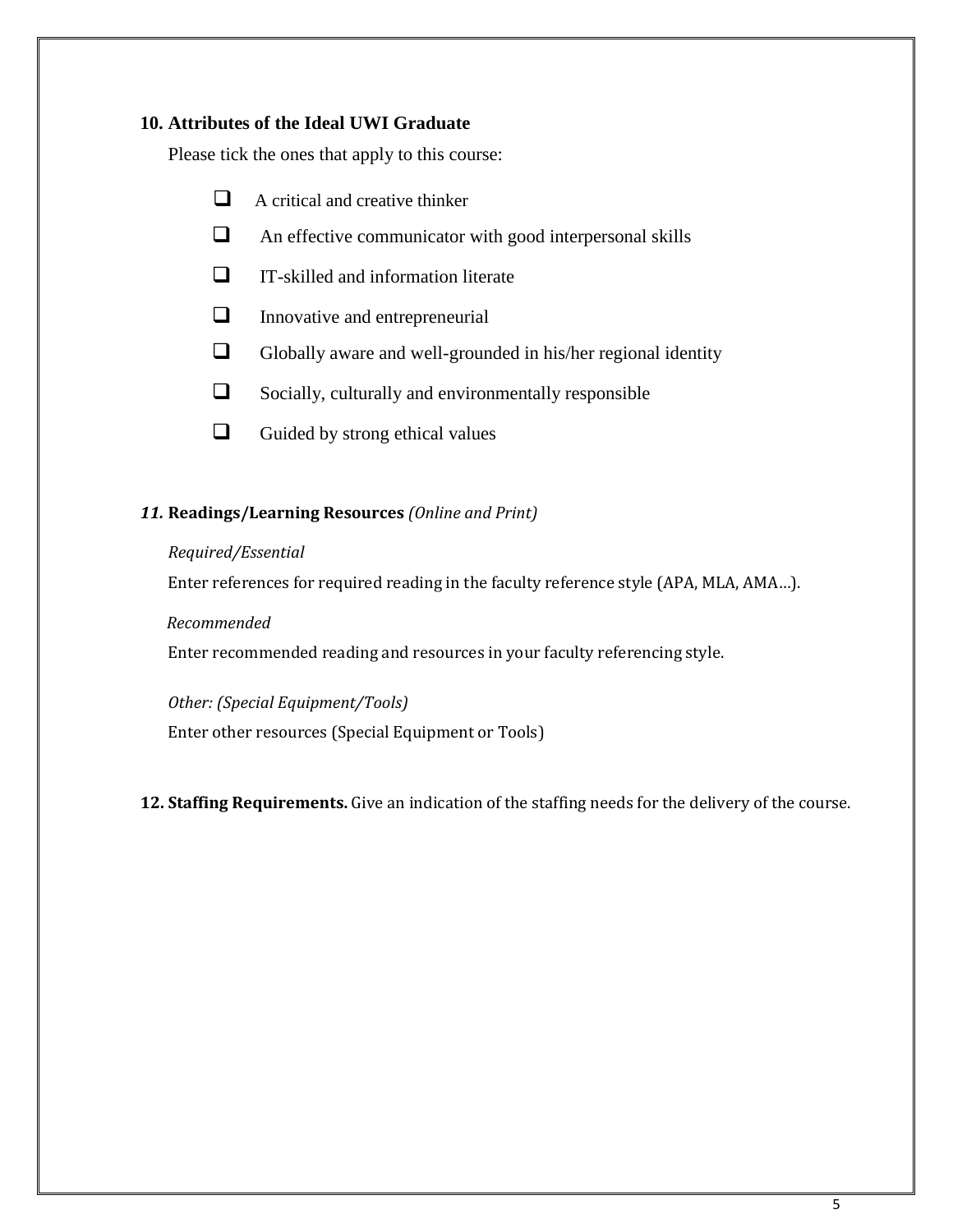## 10. Attributes of the Ideal UWI Graduate

Please tick the ones that apply to this course:

- ☐ A critical and creative thinker
- ☐ An effective communicator with good interpersonal skills
- ☐ IT-skilled and information literate
- ☐ Innovative and entrepreneurial
- ☐ Globally aware and well-grounded in his/her regional identity
- ☐ Socially, culturally and environmentally responsible
- ☐ Guided by strong ethical values

## *11.* Readings/Learning Resources *(Online and Print)*

*Required/Essential*

Enter references for required reading in the faculty reference style (APA, MLA, AMA…).

*Recommended*

Enter recommended reading and resources in your faculty referencing style.

*Other: (Special Equipment/Tools)*

Enter other resources (Special Equipment or Tools)

**12. Staffing Requirements.** Give an indication of the staffing needs for the delivery of the course.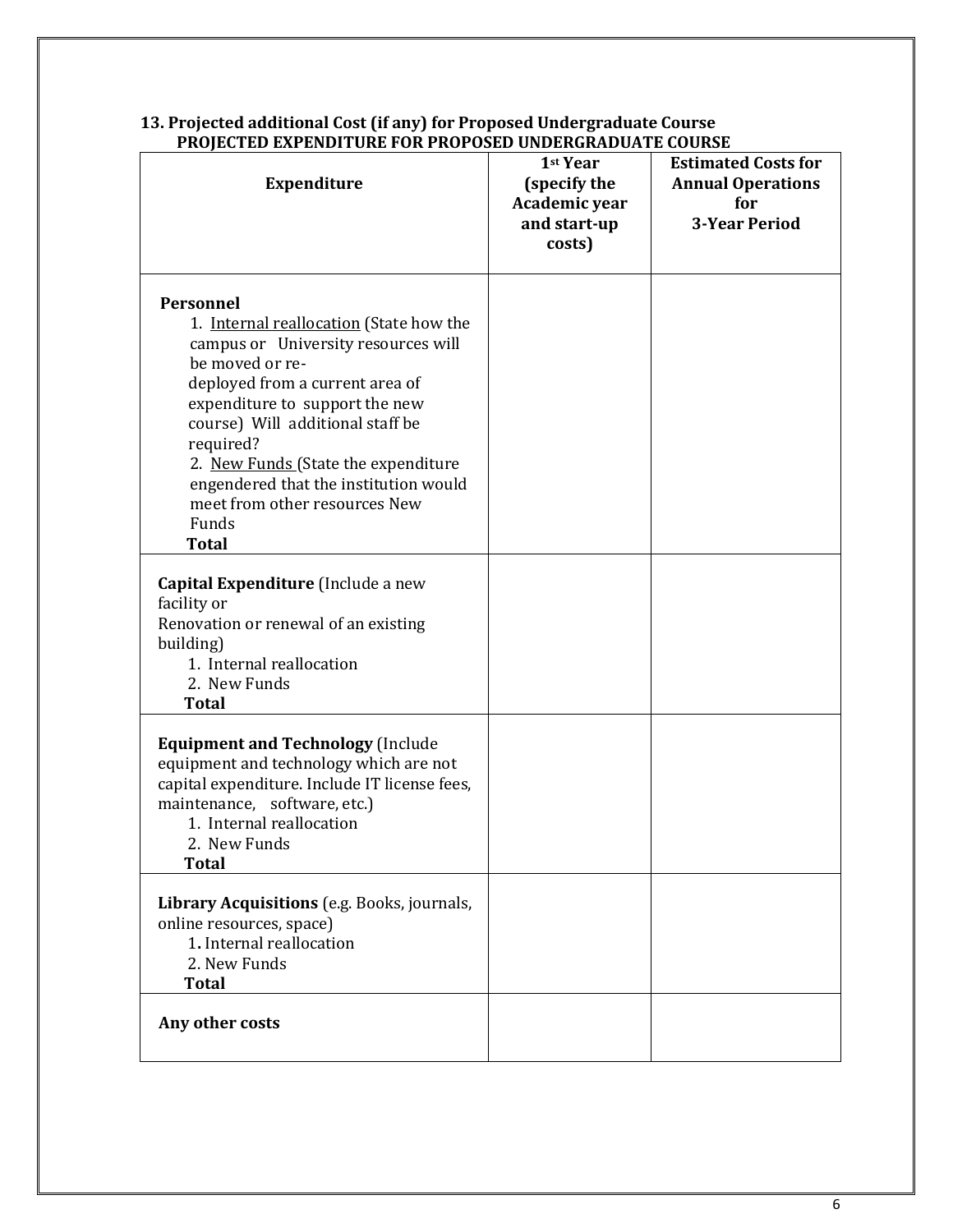### 13. Projected additional Cost (if any) for Proposed Undergraduate Course

**PROJECTED EXPENDITURE FOR PROPOSED UNDERGRADUATE COURSE**

| Expenditure | 1st Year (specify the Academic year and start-up costs) | Estimated Costs for Annual Operations for 3-Year Period |
|---|---|---|
| **Personnel**<br>1. Internal reallocation (State how the campus or University resources will be moved or re-deployed from a current area of expenditure to support the new course) Will additional staff be required?<br>2. New Funds (State the expenditure engendered that the institution would meet from other resources New Funds<br>**Total** | | |
| **Capital Expenditure** (Include a new facility or Renovation or renewal of an existing building)<br>1. Internal reallocation<br>2. New Funds<br>**Total** | | |
| **Equipment and Technology** (Include equipment and technology which are not capital expenditure. Include IT license fees, maintenance, software, etc.)<br>1. Internal reallocation<br>2. New Funds<br>**Total** | | |
| **Library Acquisitions** (e.g. Books, journals, online resources, space)<br>1. Internal reallocation<br>2. New Funds<br>**Total** | | |
| **Any other costs** | | |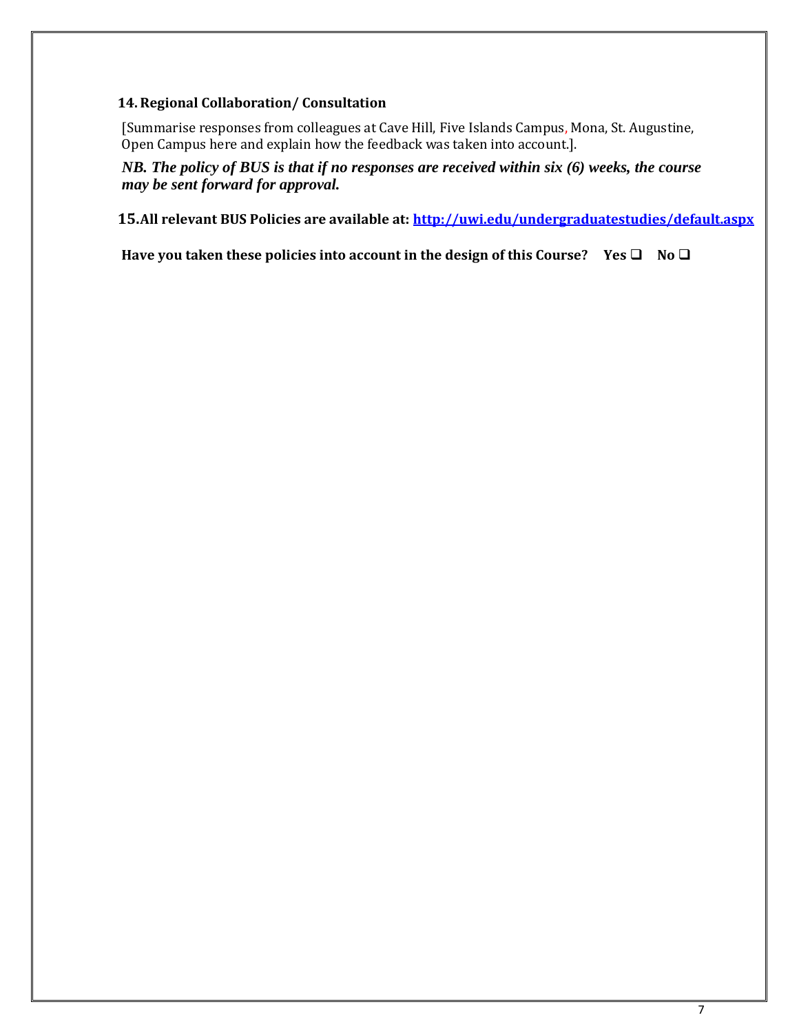### 14. Regional Collaboration/ Consultation

[Summarise responses from colleagues at Cave Hill, Five Islands Campus, Mona, St. Augustine, Open Campus here and explain how the feedback was taken into account.].

***NB. The policy of BUS is that if no responses are received within six (6) weeks, the course may be sent forward for approval.***

### 15. All relevant BUS Policies are available at: [http://uwi.edu/undergraduatestudies/default.aspx](http://uwi.edu/undergraduatestudies/default.aspx)

**Have you taken these policies into account in the design of this Course?    Yes ❑    No ❑**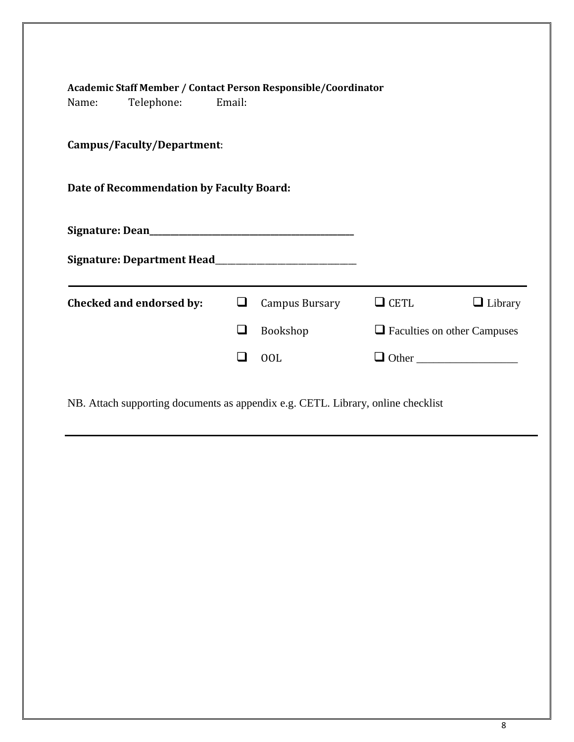**Academic Staff Member / Contact Person Responsible/Coordinator**

Name: Telephone: Email:

**Campus/Faculty/Department**:

**Date of Recommendation by Faculty Board:**

**Signature: Dean**_______________________________________________

**Signature: Department Head**________________________________

---

| **Checked and endorsed by:** | ❑ Campus Bursary | ❑ CETL | ❑ Library |
|---|---|---|---|
| | ❑ Bookshop | ❑ Faculties on other Campuses | |
| | ❑ OOL | ❑ Other ___________________ | |

NB. Attach supporting documents as appendix e.g. CETL. Library, online checklist

---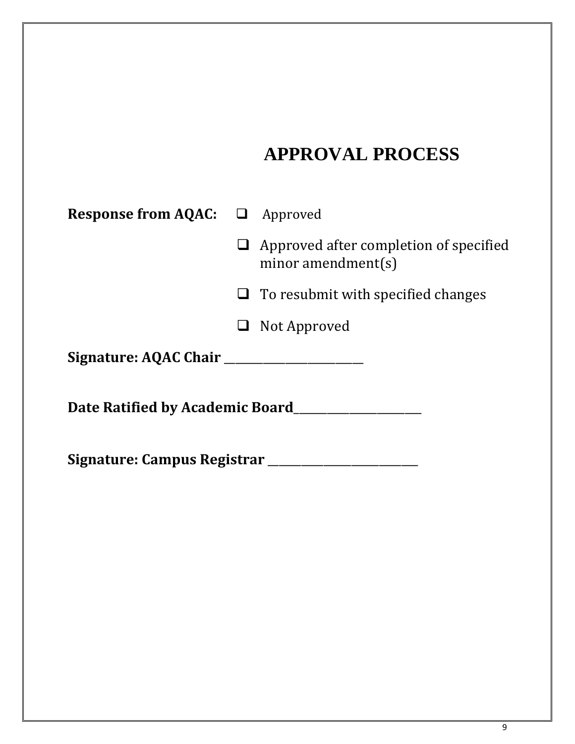# APPROVAL PROCESS

**Response from AQAC:**

- ❑ Approved
- ❑ Approved after completion of specified minor amendment(s)
- ❑ To resubmit with specified changes
- ❑ Not Approved

**Signature: AQAC Chair** ________________________

**Date Ratified by Academic Board**______________________

**Signature: Campus Registrar** __________________________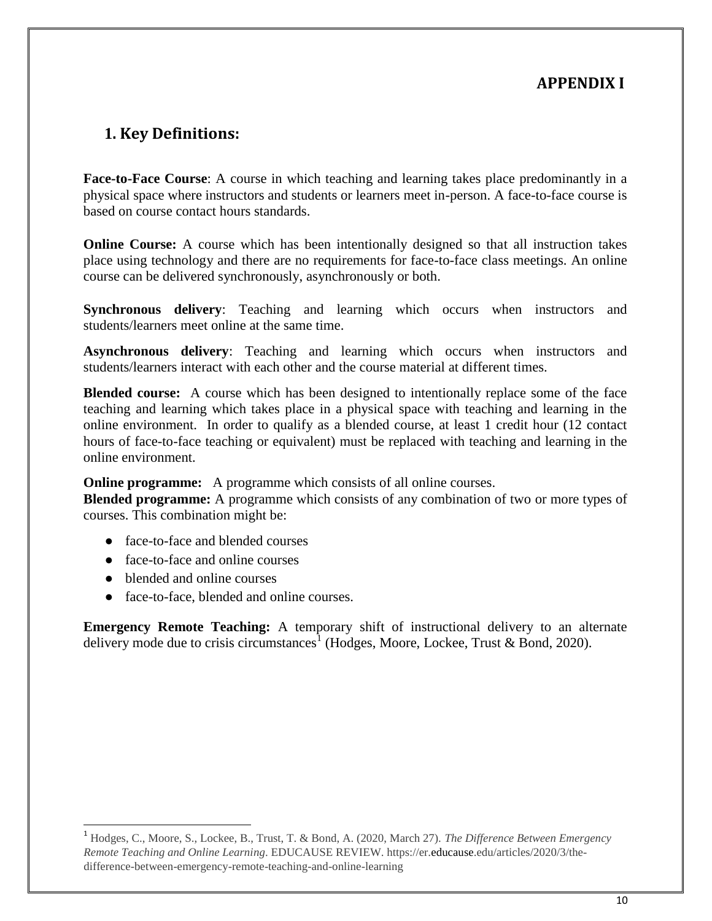# APPENDIX I

## 1. Key Definitions:

**Face-to-Face Course**: A course in which teaching and learning takes place predominantly in a physical space where instructors and students or learners meet in-person. A face-to-face course is based on course contact hours standards.

**Online Course:** A course which has been intentionally designed so that all instruction takes place using technology and there are no requirements for face-to-face class meetings. An online course can be delivered synchronously, asynchronously or both.

**Synchronous delivery**: Teaching and learning which occurs when instructors and students/learners meet online at the same time.

**Asynchronous delivery**: Teaching and learning which occurs when instructors and students/learners interact with each other and the course material at different times.

**Blended course:** A course which has been designed to intentionally replace some of the face teaching and learning which takes place in a physical space with teaching and learning in the online environment. In order to qualify as a blended course, at least 1 credit hour (12 contact hours of face-to-face teaching or equivalent) must be replaced with teaching and learning in the online environment.

**Online programme:** A programme which consists of all online courses.

**Blended programme:** A programme which consists of any combination of two or more types of courses. This combination might be:

- face-to-face and blended courses
- face-to-face and online courses
- blended and online courses
- face-to-face, blended and online courses.

**Emergency Remote Teaching:** A temporary shift of instructional delivery to an alternate delivery mode due to crisis circumstances[1] (Hodges, Moore, Lockee, Trust & Bond, 2020).

[1] Hodges, C., Moore, S., Lockee, B., Trust, T. & Bond, A. (2020, March 27). *The Difference Between Emergency Remote Teaching and Online Learning*. EDUCAUSE REVIEW. https://er.educause.edu/articles/2020/3/the-difference-between-emergency-remote-teaching-and-online-learning